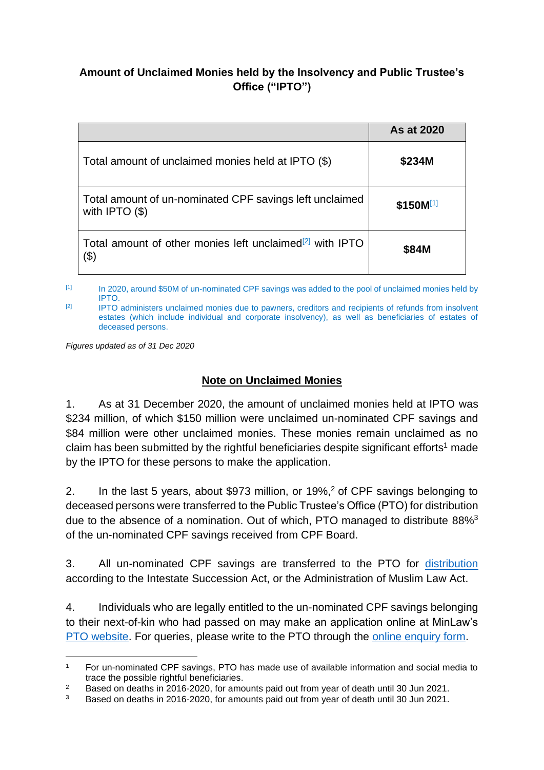**Amount of Unclaimed Monies held by the Insolvency and Public Trustee's Office ("IPTO")**

| | As at 2020 |
|---|---|
| Total amount of unclaimed monies held at IPTO ($) | **$234M** |
| Total amount of un-nominated CPF savings left unclaimed with IPTO ($) | **$150M**[1] |
| Total amount of other monies left unclaimed[2] with IPTO ($) | **$84M** |

[1] In 2020, around $50M of un-nominated CPF savings was added to the pool of unclaimed monies held by IPTO.

[2] IPTO administers unclaimed monies due to pawners, creditors and recipients of refunds from insolvent estates (which include individual and corporate insolvency), as well as beneficiaries of estates of deceased persons.

*Figures updated as of 31 Dec 2020*

## Note on Unclaimed Monies

1. As at 31 December 2020, the amount of unclaimed monies held at IPTO was $234 million, of which $150 million were unclaimed un-nominated CPF savings and $84 million were other unclaimed monies. These monies remain unclaimed as no claim has been submitted by the rightful beneficiaries despite significant efforts[1] made by the IPTO for these persons to make the application.

2. In the last 5 years, about $973 million, or 19%,[2] of CPF savings belonging to deceased persons were transferred to the Public Trustee's Office (PTO) for distribution due to the absence of a nomination. Out of which, PTO managed to distribute 88%[3] of the un-nominated CPF savings received from CPF Board.

3. All un-nominated CPF savings are transferred to the PTO for distribution according to the Intestate Succession Act, or the Administration of Muslim Law Act.

4. Individuals who are legally entitled to the un-nominated CPF savings belonging to their next-of-kin who had passed on may make an application online at MinLaw's PTO website. For queries, please write to the PTO through the online enquiry form.

---

[1] For un-nominated CPF savings, PTO has made use of available information and social media to trace the possible rightful beneficiaries.

[2] Based on deaths in 2016-2020, for amounts paid out from year of death until 30 Jun 2021.

[3] Based on deaths in 2016-2020, for amounts paid out from year of death until 30 Jun 2021.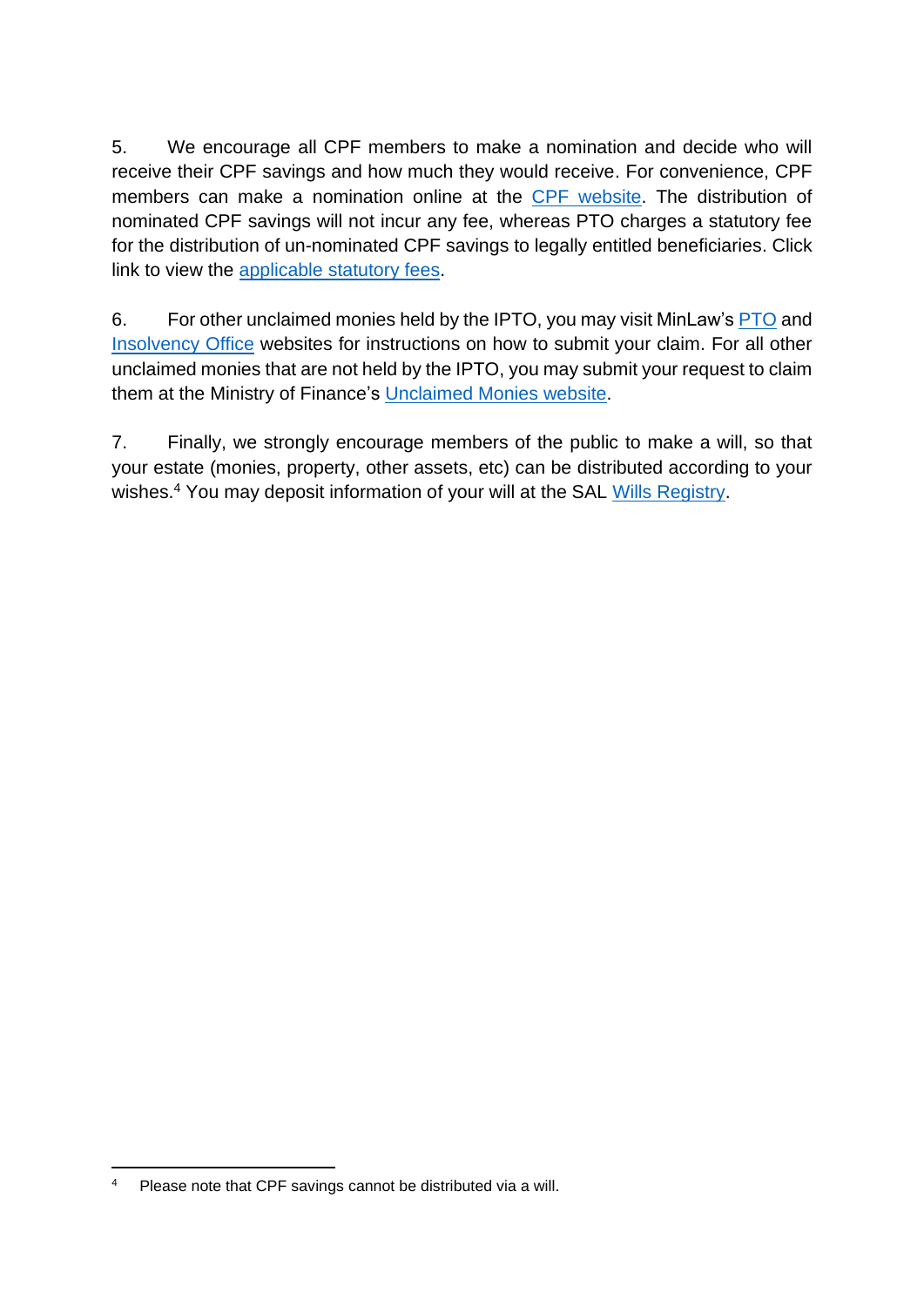5. We encourage all CPF members to make a nomination and decide who will receive their CPF savings and how much they would receive. For convenience, CPF members can make a nomination online at the CPF website. The distribution of nominated CPF savings will not incur any fee, whereas PTO charges a statutory fee for the distribution of un-nominated CPF savings to legally entitled beneficiaries. Click link to view the applicable statutory fees.

6. For other unclaimed monies held by the IPTO, you may visit MinLaw's PTO and Insolvency Office websites for instructions on how to submit your claim. For all other unclaimed monies that are not held by the IPTO, you may submit your request to claim them at the Ministry of Finance's Unclaimed Monies website.

7. Finally, we strongly encourage members of the public to make a will, so that your estate (monies, property, other assets, etc) can be distributed according to your wishes.[4] You may deposit information of your will at the SAL Wills Registry.

---

[4] Please note that CPF savings cannot be distributed via a will.